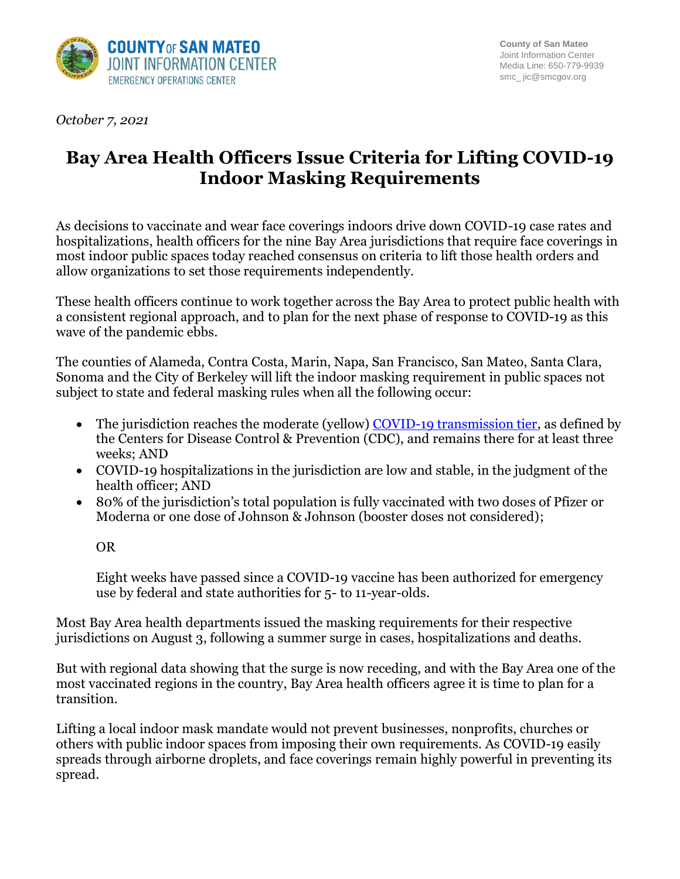COUNTY OF SAN MATEO
JOINT INFORMATION CENTER
EMERGENCY OPERATIONS CENTER

County of San Mateo
Joint Information Center
Media Line: 650-779-9939
smc_jic@smcgov.org

*October 7, 2021*

# Bay Area Health Officers Issue Criteria for Lifting COVID-19 Indoor Masking Requirements

As decisions to vaccinate and wear face coverings indoors drive down COVID-19 case rates and hospitalizations, health officers for the nine Bay Area jurisdictions that require face coverings in most indoor public spaces today reached consensus on criteria to lift those health orders and allow organizations to set those requirements independently.

These health officers continue to work together across the Bay Area to protect public health with a consistent regional approach, and to plan for the next phase of response to COVID-19 as this wave of the pandemic ebbs.

The counties of Alameda, Contra Costa, Marin, Napa, San Francisco, San Mateo, Santa Clara, Sonoma and the City of Berkeley will lift the indoor masking requirement in public spaces not subject to state and federal masking rules when all the following occur:

- The jurisdiction reaches the moderate (yellow) COVID-19 transmission tier, as defined by the Centers for Disease Control & Prevention (CDC), and remains there for at least three weeks; AND
- COVID-19 hospitalizations in the jurisdiction are low and stable, in the judgment of the health officer; AND
- 80% of the jurisdiction's total population is fully vaccinated with two doses of Pfizer or Moderna or one dose of Johnson & Johnson (booster doses not considered);

  OR

  Eight weeks have passed since a COVID-19 vaccine has been authorized for emergency use by federal and state authorities for 5- to 11-year-olds.

Most Bay Area health departments issued the masking requirements for their respective jurisdictions on August 3, following a summer surge in cases, hospitalizations and deaths.

But with regional data showing that the surge is now receding, and with the Bay Area one of the most vaccinated regions in the country, Bay Area health officers agree it is time to plan for a transition.

Lifting a local indoor mask mandate would not prevent businesses, nonprofits, churches or others with public indoor spaces from imposing their own requirements. As COVID-19 easily spreads through airborne droplets, and face coverings remain highly powerful in preventing its spread.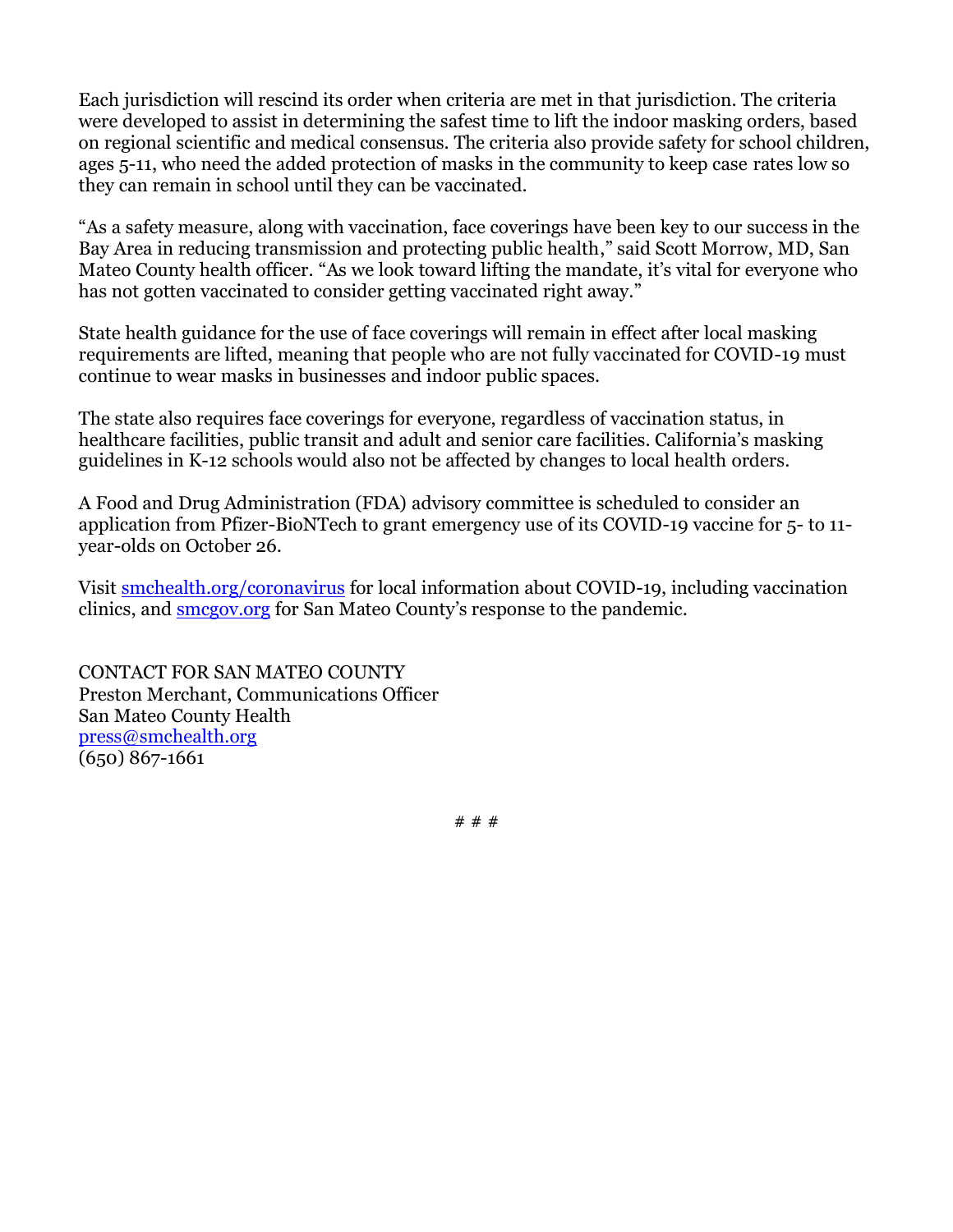Each jurisdiction will rescind its order when criteria are met in that jurisdiction. The criteria were developed to assist in determining the safest time to lift the indoor masking orders, based on regional scientific and medical consensus. The criteria also provide safety for school children, ages 5-11, who need the added protection of masks in the community to keep case rates low so they can remain in school until they can be vaccinated.

"As a safety measure, along with vaccination, face coverings have been key to our success in the Bay Area in reducing transmission and protecting public health," said Scott Morrow, MD, San Mateo County health officer. "As we look toward lifting the mandate, it's vital for everyone who has not gotten vaccinated to consider getting vaccinated right away."

State health guidance for the use of face coverings will remain in effect after local masking requirements are lifted, meaning that people who are not fully vaccinated for COVID-19 must continue to wear masks in businesses and indoor public spaces.

The state also requires face coverings for everyone, regardless of vaccination status, in healthcare facilities, public transit and adult and senior care facilities. California's masking guidelines in K-12 schools would also not be affected by changes to local health orders.

A Food and Drug Administration (FDA) advisory committee is scheduled to consider an application from Pfizer-BioNTech to grant emergency use of its COVID-19 vaccine for 5- to 11-year-olds on October 26.

Visit [smchealth.org/coronavirus](smchealth.org/coronavirus) for local information about COVID-19, including vaccination clinics, and [smcgov.org](smcgov.org) for San Mateo County's response to the pandemic.

CONTACT FOR SAN MATEO COUNTY
Preston Merchant, Communications Officer
San Mateo County Health
[press@smchealth.org](mailto:press@smchealth.org)
(650) 867-1661

# # #